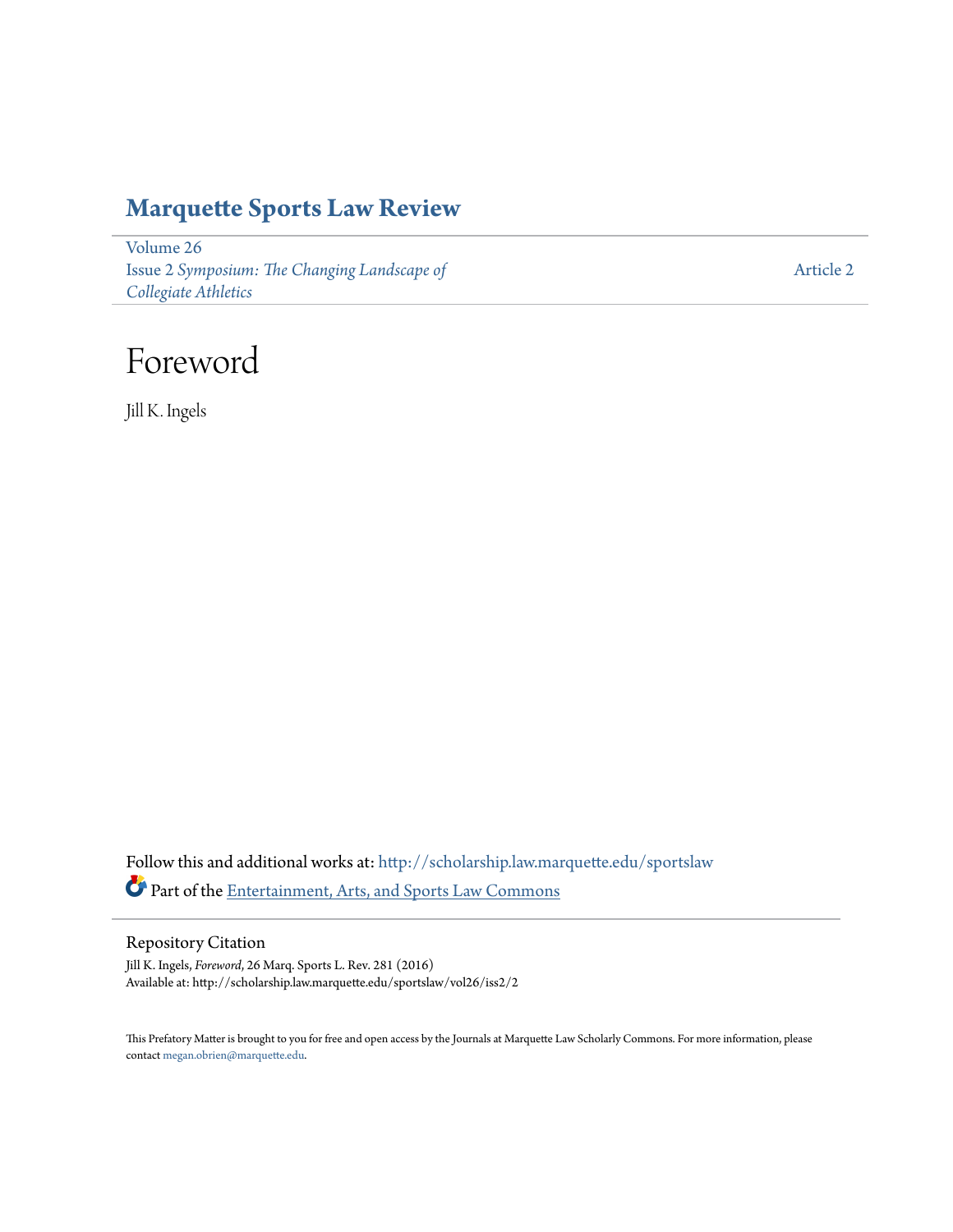# Marquette Sports Law Review

Volume 26
Issue 2 *Symposium: The Changing Landscape of Collegiate Athletics*

Article 2

# Foreword

Jill K. Ingels

Follow this and additional works at: http://scholarship.law.marquette.edu/sportslaw

Part of the Entertainment, Arts, and Sports Law Commons

## Repository Citation

Jill K. Ingels, *Foreword*, 26 Marq. Sports L. Rev. 281 (2016)
Available at: http://scholarship.law.marquette.edu/sportslaw/vol26/iss2/2

This Prefatory Matter is brought to you for free and open access by the Journals at Marquette Law Scholarly Commons. For more information, please contact megan.obrien@marquette.edu.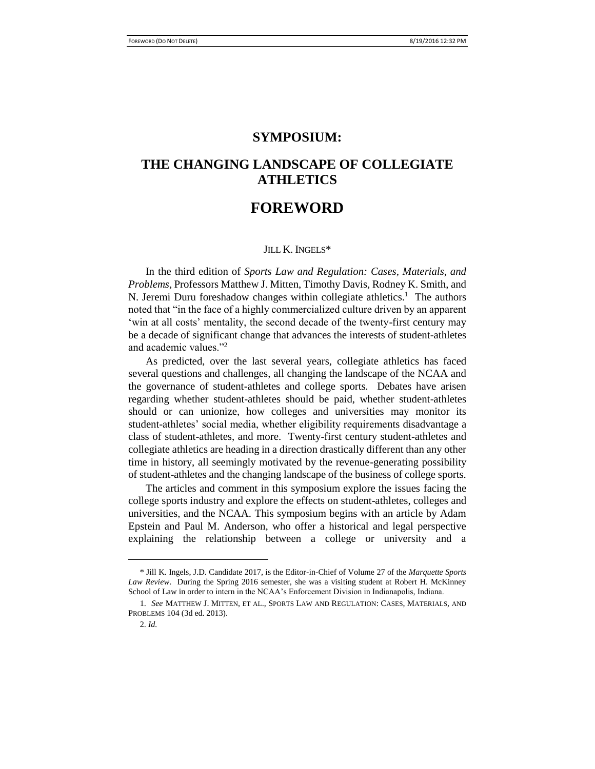# SYMPOSIUM:

# THE CHANGING LANDSCAPE OF COLLEGIATE ATHLETICS

# FOREWORD

JILL K. INGELS*

In the third edition of *Sports Law and Regulation: Cases, Materials, and Problems*, Professors Matthew J. Mitten, Timothy Davis, Rodney K. Smith, and N. Jeremi Duru foreshadow changes within collegiate athletics.[1] The authors noted that "in the face of a highly commercialized culture driven by an apparent 'win at all costs' mentality, the second decade of the twenty-first century may be a decade of significant change that advances the interests of student-athletes and academic values."[2]

As predicted, over the last several years, collegiate athletics has faced several questions and challenges, all changing the landscape of the NCAA and the governance of student-athletes and college sports. Debates have arisen regarding whether student-athletes should be paid, whether student-athletes should or can unionize, how colleges and universities may monitor its student-athletes' social media, whether eligibility requirements disadvantage a class of student-athletes, and more. Twenty-first century student-athletes and collegiate athletics are heading in a direction drastically different than any other time in history, all seemingly motivated by the revenue-generating possibility of student-athletes and the changing landscape of the business of college sports.

The articles and comment in this symposium explore the issues facing the college sports industry and explore the effects on student-athletes, colleges and universities, and the NCAA. This symposium begins with an article by Adam Epstein and Paul M. Anderson, who offer a historical and legal perspective explaining the relationship between a college or university and a

---

\* Jill K. Ingels, J.D. Candidate 2017, is the Editor-in-Chief of Volume 27 of the *Marquette Sports Law Review*. During the Spring 2016 semester, she was a visiting student at Robert H. McKinney School of Law in order to intern in the NCAA's Enforcement Division in Indianapolis, Indiana.

1. *See* MATTHEW J. MITTEN, ET AL., SPORTS LAW AND REGULATION: CASES, MATERIALS, AND PROBLEMS 104 (3d ed. 2013).

2. *Id.*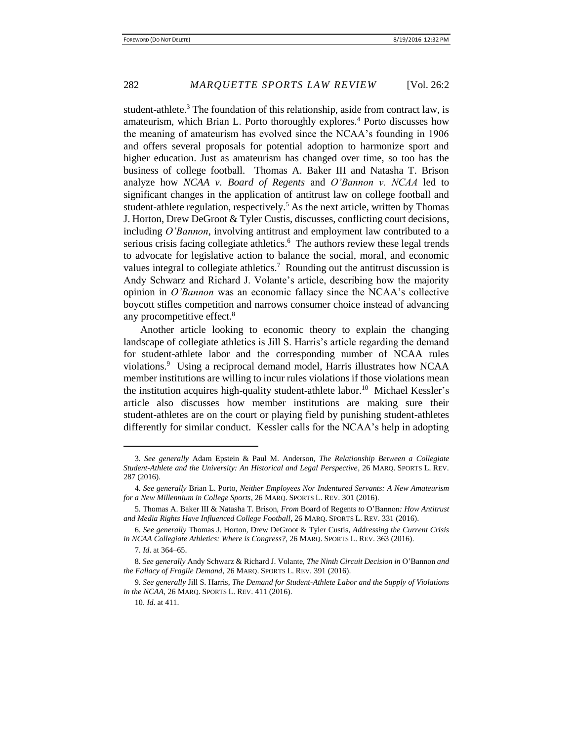student-athlete.[3] The foundation of this relationship, aside from contract law, is amateurism, which Brian L. Porto thoroughly explores.[4] Porto discusses how the meaning of amateurism has evolved since the NCAA's founding in 1906 and offers several proposals for potential adoption to harmonize sport and higher education. Just as amateurism has changed over time, so too has the business of college football. Thomas A. Baker III and Natasha T. Brison analyze how *NCAA v. Board of Regents* and *O'Bannon v. NCAA* led to significant changes in the application of antitrust law on college football and student-athlete regulation, respectively.[5] As the next article, written by Thomas J. Horton, Drew DeGroot & Tyler Custis, discusses, conflicting court decisions, including *O'Bannon*, involving antitrust and employment law contributed to a serious crisis facing collegiate athletics.[6] The authors review these legal trends to advocate for legislative action to balance the social, moral, and economic values integral to collegiate athletics.[7] Rounding out the antitrust discussion is Andy Schwarz and Richard J. Volante's article, describing how the majority opinion in *O'Bannon* was an economic fallacy since the NCAA's collective boycott stifles competition and narrows consumer choice instead of advancing any procompetitive effect.[8]

Another article looking to economic theory to explain the changing landscape of collegiate athletics is Jill S. Harris's article regarding the demand for student-athlete labor and the corresponding number of NCAA rules violations.[9] Using a reciprocal demand model, Harris illustrates how NCAA member institutions are willing to incur rules violations if those violations mean the institution acquires high-quality student-athlete labor.[10] Michael Kessler's article also discusses how member institutions are making sure their student-athletes are on the court or playing field by punishing student-athletes differently for similar conduct. Kessler calls for the NCAA's help in adopting

---

3. *See generally* Adam Epstein & Paul M. Anderson, *The Relationship Between a Collegiate Student-Athlete and the University: An Historical and Legal Perspective*, 26 MARQ. SPORTS L. REV. 287 (2016).

4. *See generally* Brian L. Porto, *Neither Employees Nor Indentured Servants: A New Amateurism for a New Millennium in College Sports*, 26 MARQ. SPORTS L. REV. 301 (2016).

5. Thomas A. Baker III & Natasha T. Brison, *From* Board of Regents *to* O'Bannon*: How Antitrust and Media Rights Have Influenced College Football*, 26 MARQ. SPORTS L. REV. 331 (2016).

6. *See generally* Thomas J. Horton, Drew DeGroot & Tyler Custis, *Addressing the Current Crisis in NCAA Collegiate Athletics: Where is Congress?*, 26 MARQ. SPORTS L. REV. 363 (2016).

7. *Id*. at 364–65.

8. *See generally* Andy Schwarz & Richard J. Volante, *The Ninth Circuit Decision in* O'Bannon *and the Fallacy of Fragile Demand*, 26 MARQ. SPORTS L. REV. 391 (2016).

9. *See generally* Jill S. Harris, *The Demand for Student-Athlete Labor and the Supply of Violations in the NCAA*, 26 MARQ. SPORTS L. REV. 411 (2016).

10. *Id*. at 411.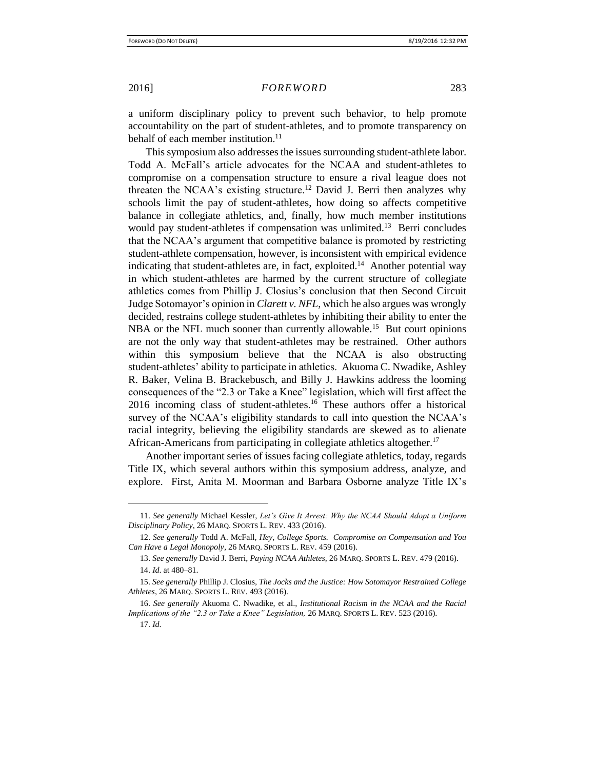a uniform disciplinary policy to prevent such behavior, to help promote accountability on the part of student-athletes, and to promote transparency on behalf of each member institution.[11]

This symposium also addresses the issues surrounding student-athlete labor. Todd A. McFall's article advocates for the NCAA and student-athletes to compromise on a compensation structure to ensure a rival league does not threaten the NCAA's existing structure.[12] David J. Berri then analyzes why schools limit the pay of student-athletes, how doing so affects competitive balance in collegiate athletics, and, finally, how much member institutions would pay student-athletes if compensation was unlimited.[13] Berri concludes that the NCAA's argument that competitive balance is promoted by restricting student-athlete compensation, however, is inconsistent with empirical evidence indicating that student-athletes are, in fact, exploited.[14] Another potential way in which student-athletes are harmed by the current structure of collegiate athletics comes from Phillip J. Closius's conclusion that then Second Circuit Judge Sotomayor's opinion in *Clarett v. NFL*, which he also argues was wrongly decided, restrains college student-athletes by inhibiting their ability to enter the NBA or the NFL much sooner than currently allowable.[15] But court opinions are not the only way that student-athletes may be restrained. Other authors within this symposium believe that the NCAA is also obstructing student-athletes' ability to participate in athletics. Akuoma C. Nwadike, Ashley R. Baker, Velina B. Brackebusch, and Billy J. Hawkins address the looming consequences of the "2.3 or Take a Knee" legislation, which will first affect the 2016 incoming class of student-athletes.[16] These authors offer a historical survey of the NCAA's eligibility standards to call into question the NCAA's racial integrity, believing the eligibility standards are skewed as to alienate African-Americans from participating in collegiate athletics altogether.[17]

Another important series of issues facing collegiate athletics, today, regards Title IX, which several authors within this symposium address, analyze, and explore. First, Anita M. Moorman and Barbara Osborne analyze Title IX's

---

11. *See generally* Michael Kessler, *Let's Give It Arrest: Why the NCAA Should Adopt a Uniform Disciplinary Policy*, 26 MARQ. SPORTS L. REV. 433 (2016).

12. *See generally* Todd A. McFall, *Hey, College Sports. Compromise on Compensation and You Can Have a Legal Monopoly*, 26 MARQ. SPORTS L. REV. 459 (2016).

13. *See generally* David J. Berri, *Paying NCAA Athletes*, 26 MARQ. SPORTS L. REV. 479 (2016).

14. *Id.* at 480–81.

15. *See generally* Phillip J. Closius, *The Jocks and the Justice: How Sotomayor Restrained College Athletes*, 26 MARQ. SPORTS L. REV. 493 (2016).

16. *See generally* Akuoma C. Nwadike, et al., *Institutional Racism in the NCAA and the Racial Implications of the "2.3 or Take a Knee" Legislation,* 26 MARQ. SPORTS L. REV. 523 (2016).

17. *Id.*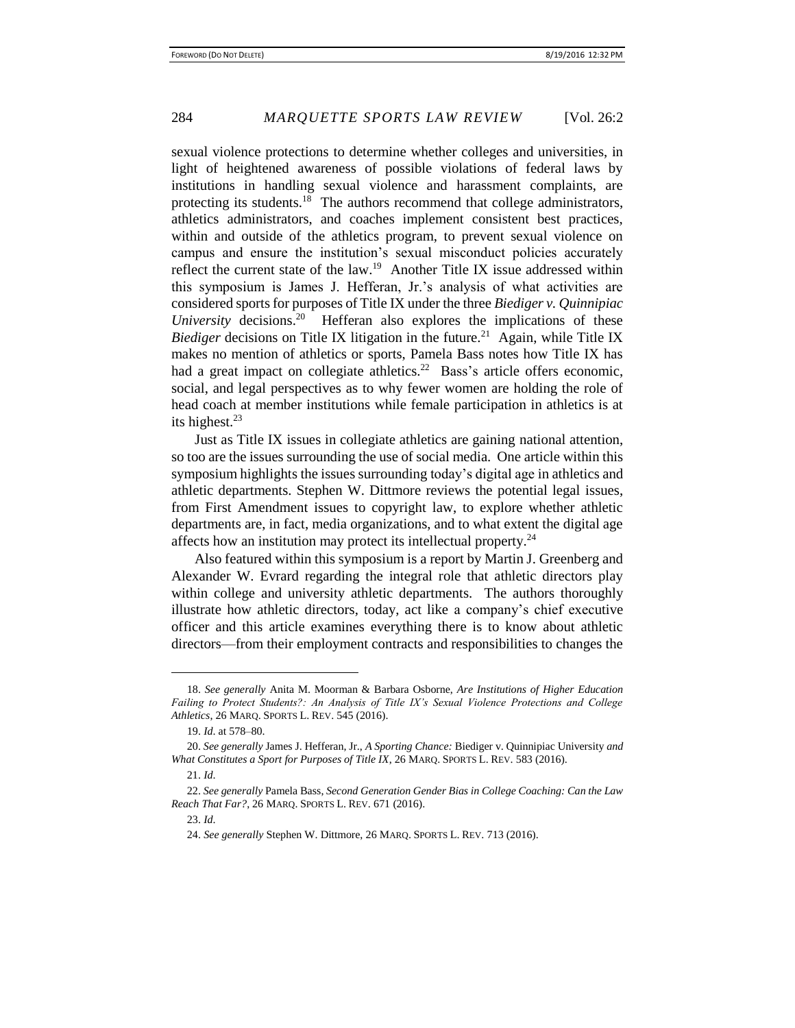sexual violence protections to determine whether colleges and universities, in light of heightened awareness of possible violations of federal laws by institutions in handling sexual violence and harassment complaints, are protecting its students.[18] The authors recommend that college administrators, athletics administrators, and coaches implement consistent best practices, within and outside of the athletics program, to prevent sexual violence on campus and ensure the institution's sexual misconduct policies accurately reflect the current state of the law.[19] Another Title IX issue addressed within this symposium is James J. Hefferan, Jr.'s analysis of what activities are considered sports for purposes of Title IX under the three *Biediger v. Quinnipiac University* decisions.[20] Hefferan also explores the implications of these *Biediger* decisions on Title IX litigation in the future.[21] Again, while Title IX makes no mention of athletics or sports, Pamela Bass notes how Title IX has had a great impact on collegiate athletics.[22] Bass's article offers economic, social, and legal perspectives as to why fewer women are holding the role of head coach at member institutions while female participation in athletics is at its highest.[23]

Just as Title IX issues in collegiate athletics are gaining national attention, so too are the issues surrounding the use of social media. One article within this symposium highlights the issues surrounding today's digital age in athletics and athletic departments. Stephen W. Dittmore reviews the potential legal issues, from First Amendment issues to copyright law, to explore whether athletic departments are, in fact, media organizations, and to what extent the digital age affects how an institution may protect its intellectual property.[24]

Also featured within this symposium is a report by Martin J. Greenberg and Alexander W. Evrard regarding the integral role that athletic directors play within college and university athletic departments. The authors thoroughly illustrate how athletic directors, today, act like a company's chief executive officer and this article examines everything there is to know about athletic directors—from their employment contracts and responsibilities to changes the

---

18. *See generally* Anita M. Moorman & Barbara Osborne, *Are Institutions of Higher Education Failing to Protect Students?: An Analysis of Title IX's Sexual Violence Protections and College Athletics*, 26 MARQ. SPORTS L. REV. 545 (2016).

19. *Id.* at 578–80.

20. *See generally* James J. Hefferan, Jr., *A Sporting Chance:* Biediger v. Quinnipiac University *and What Constitutes a Sport for Purposes of Title IX*, 26 MARQ. SPORTS L. REV. 583 (2016).

21. *Id.*

22. *See generally* Pamela Bass, *Second Generation Gender Bias in College Coaching: Can the Law Reach That Far?*, 26 MARQ. SPORTS L. REV. 671 (2016).

23. *Id.*

24. *See generally* Stephen W. Dittmore, 26 MARQ. SPORTS L. REV. 713 (2016).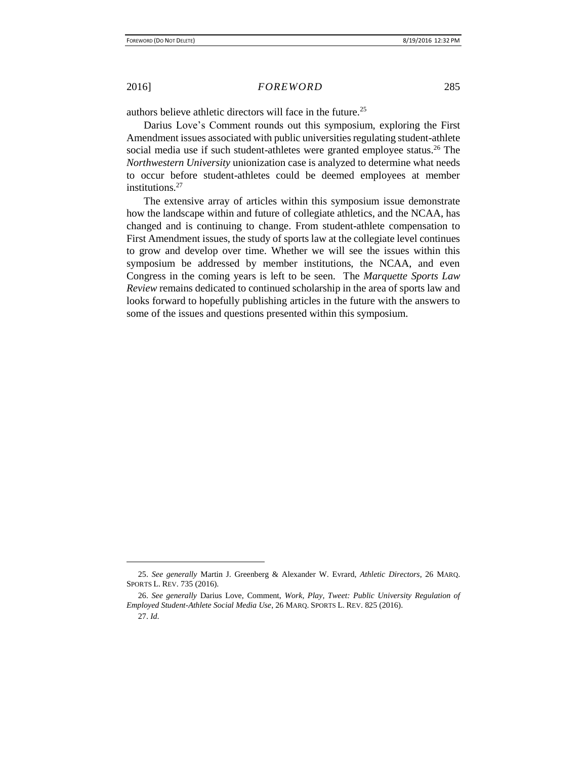authors believe athletic directors will face in the future.[25]

Darius Love's Comment rounds out this symposium, exploring the First Amendment issues associated with public universities regulating student-athlete social media use if such student-athletes were granted employee status.[26] The *Northwestern University* unionization case is analyzed to determine what needs to occur before student-athletes could be deemed employees at member institutions.[27]

The extensive array of articles within this symposium issue demonstrate how the landscape within and future of collegiate athletics, and the NCAA, has changed and is continuing to change. From student-athlete compensation to First Amendment issues, the study of sports law at the collegiate level continues to grow and develop over time. Whether we will see the issues within this symposium be addressed by member institutions, the NCAA, and even Congress in the coming years is left to be seen. The *Marquette Sports Law Review* remains dedicated to continued scholarship in the area of sports law and looks forward to hopefully publishing articles in the future with the answers to some of the issues and questions presented within this symposium.

---

25. *See generally* Martin J. Greenberg & Alexander W. Evrard, *Athletic Directors*, 26 MARQ. SPORTS L. REV. 735 (2016).

26. *See generally* Darius Love, Comment, *Work, Play, Tweet: Public University Regulation of Employed Student-Athlete Social Media Use*, 26 MARQ. SPORTS L. REV. 825 (2016).

27. *Id.*